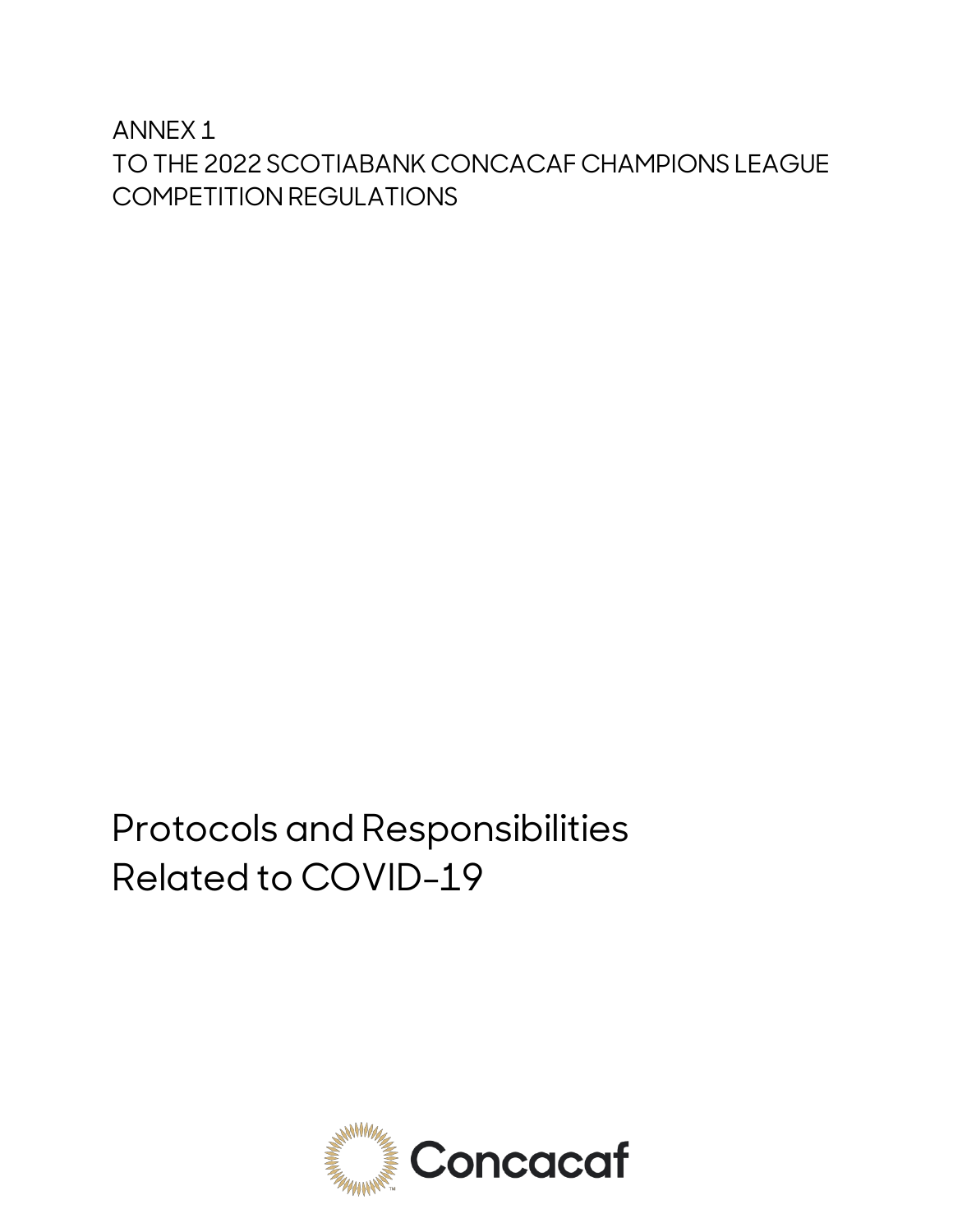ANNEX 1
TO THE 2022 SCOTIABANK CONCACAF CHAMPIONS LEAGUE COMPETITION REGULATIONS

# Protocols and Responsibilities Related to COVID-19

Concacaf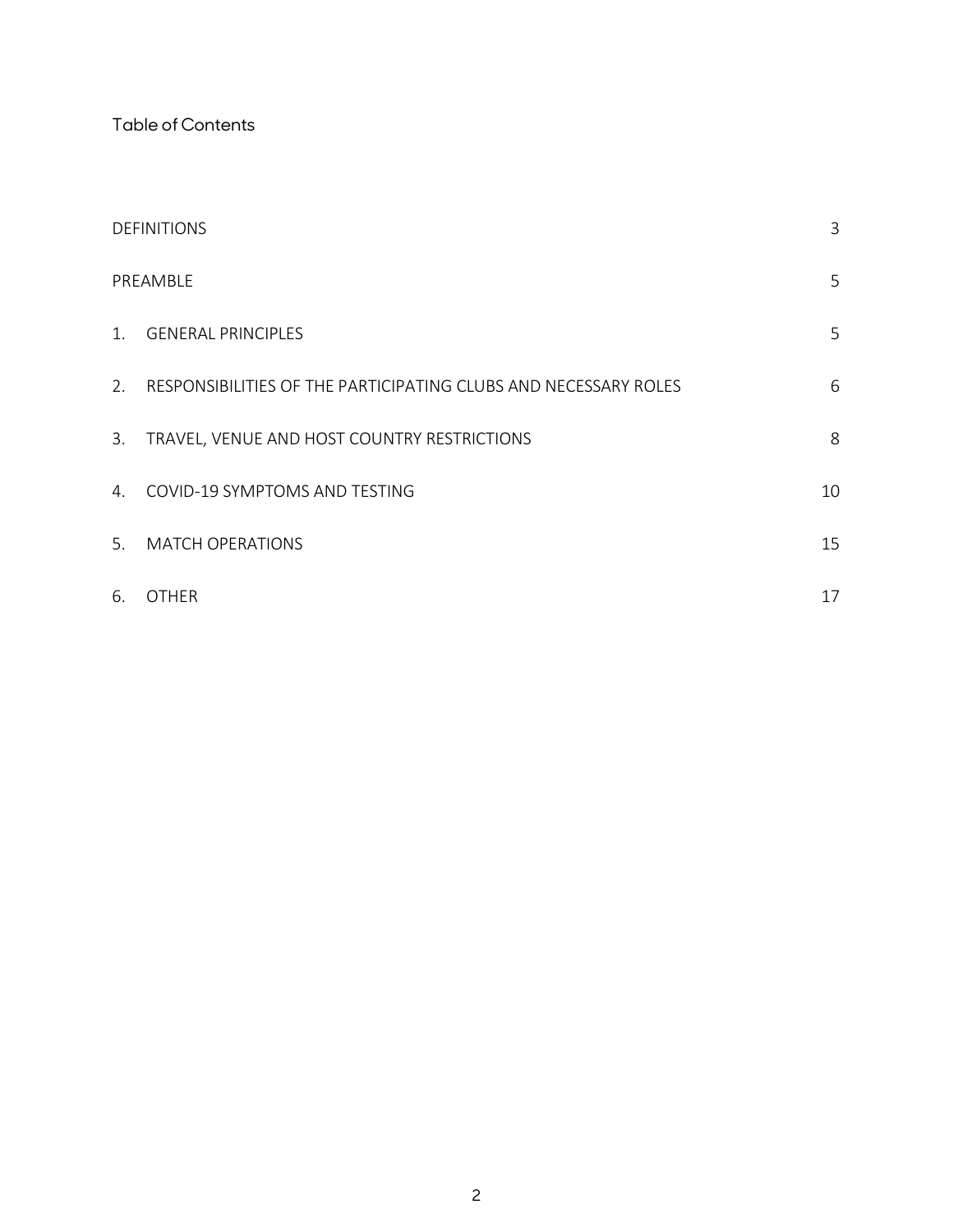# Table of Contents

| | | |
|---|---|---|
| DEFINITIONS | | 3 |
| PREAMBLE | | 5 |
| 1. | GENERAL PRINCIPLES | 5 |
| 2. | RESPONSIBILITIES OF THE PARTICIPATING CLUBS AND NECESSARY ROLES | 6 |
| 3. | TRAVEL, VENUE AND HOST COUNTRY RESTRICTIONS | 8 |
| 4. | COVID-19 SYMPTOMS AND TESTING | 10 |
| 5. | MATCH OPERATIONS | 15 |
| 6. | OTHER | 17 |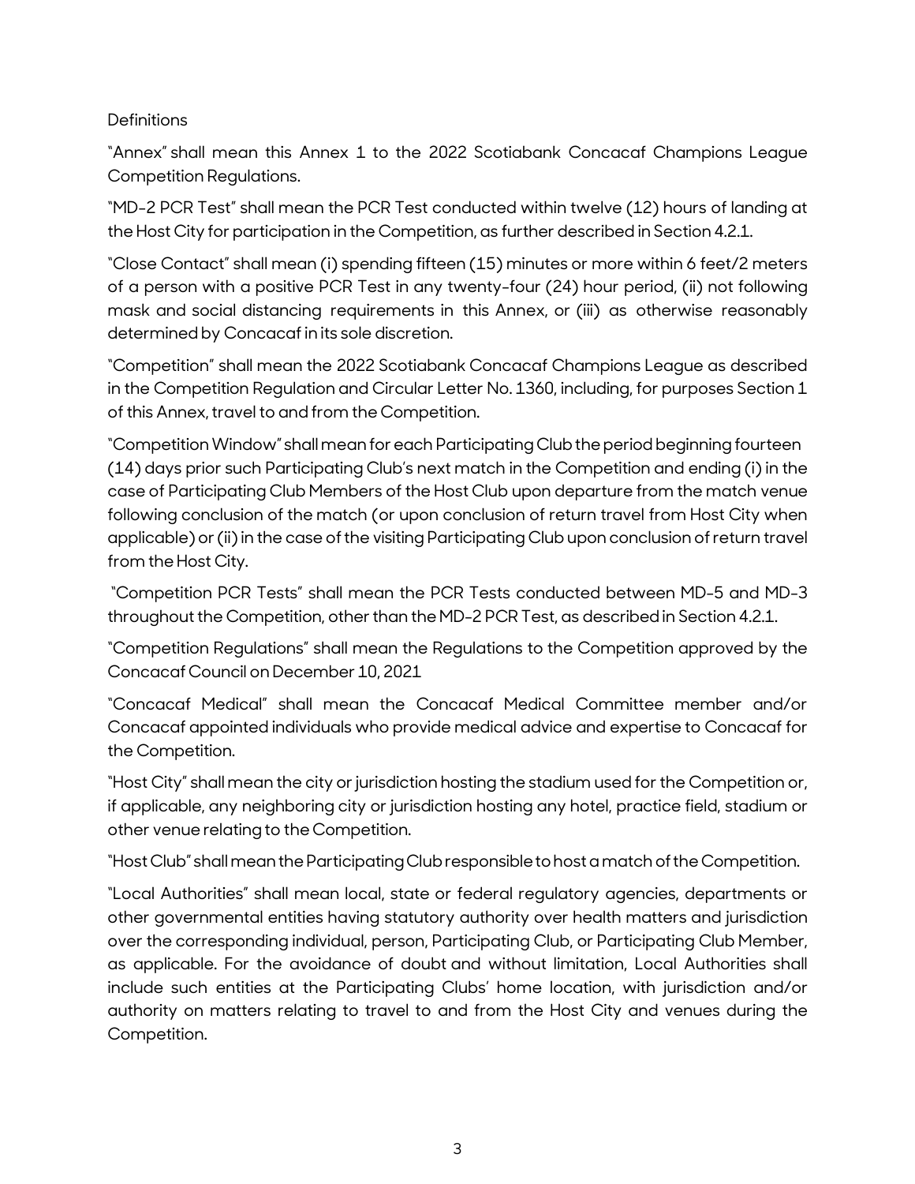Definitions

"Annex" shall mean this Annex 1 to the 2022 Scotiabank Concacaf Champions League Competition Regulations.

"MD-2 PCR Test" shall mean the PCR Test conducted within twelve (12) hours of landing at the Host City for participation in the Competition, as further described in Section 4.2.1.

"Close Contact" shall mean (i) spending fifteen (15) minutes or more within 6 feet/2 meters of a person with a positive PCR Test in any twenty-four (24) hour period, (ii) not following mask and social distancing requirements in this Annex, or (iii) as otherwise reasonably determined by Concacaf in its sole discretion.

"Competition" shall mean the 2022 Scotiabank Concacaf Champions League as described in the Competition Regulation and Circular Letter No. 1360, including, for purposes Section 1 of this Annex, travel to and from the Competition.

"Competition Window" shall mean for each Participating Club the period beginning fourteen (14) days prior such Participating Club's next match in the Competition and ending (i) in the case of Participating Club Members of the Host Club upon departure from the match venue following conclusion of the match (or upon conclusion of return travel from Host City when applicable) or (ii) in the case of the visiting Participating Club upon conclusion of return travel from the Host City.

"Competition PCR Tests" shall mean the PCR Tests conducted between MD-5 and MD-3 throughout the Competition, other than the MD-2 PCR Test, as described in Section 4.2.1.

"Competition Regulations" shall mean the Regulations to the Competition approved by the Concacaf Council on December 10, 2021

"Concacaf Medical" shall mean the Concacaf Medical Committee member and/or Concacaf appointed individuals who provide medical advice and expertise to Concacaf for the Competition.

"Host City" shall mean the city or jurisdiction hosting the stadium used for the Competition or, if applicable, any neighboring city or jurisdiction hosting any hotel, practice field, stadium or other venue relating to the Competition.

"Host Club" shall mean the Participating Club responsible to host a match of the Competition.

"Local Authorities" shall mean local, state or federal regulatory agencies, departments or other governmental entities having statutory authority over health matters and jurisdiction over the corresponding individual, person, Participating Club, or Participating Club Member, as applicable. For the avoidance of doubt and without limitation, Local Authorities shall include such entities at the Participating Clubs' home location, with jurisdiction and/or authority on matters relating to travel to and from the Host City and venues during the Competition.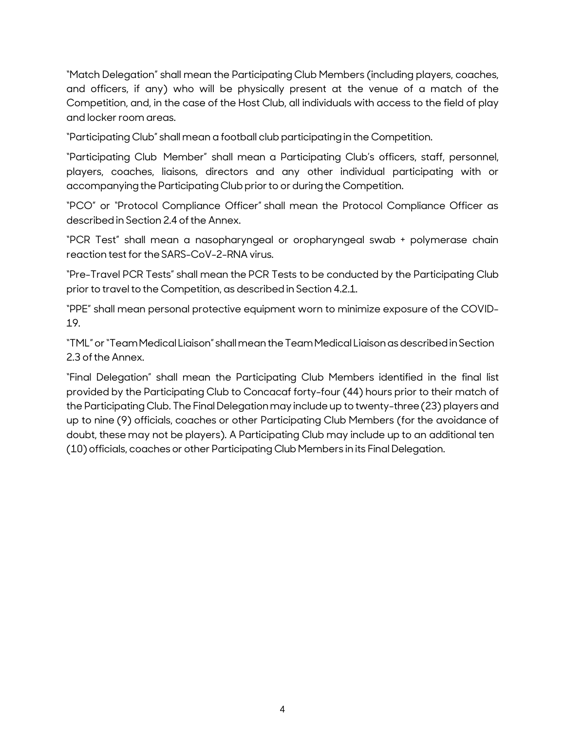"Match Delegation" shall mean the Participating Club Members (including players, coaches, and officers, if any) who will be physically present at the venue of a match of the Competition, and, in the case of the Host Club, all individuals with access to the field of play and locker room areas.

"Participating Club" shall mean a football club participating in the Competition.

"Participating Club Member" shall mean a Participating Club's officers, staff, personnel, players, coaches, liaisons, directors and any other individual participating with or accompanying the Participating Club prior to or during the Competition.

"PCO" or "Protocol Compliance Officer" shall mean the Protocol Compliance Officer as described in Section 2.4 of the Annex.

"PCR Test" shall mean a nasopharyngeal or oropharyngeal swab + polymerase chain reaction test for the SARS-CoV-2-RNA virus.

"Pre-Travel PCR Tests" shall mean the PCR Tests to be conducted by the Participating Club prior to travel to the Competition, as described in Section 4.2.1.

"PPE" shall mean personal protective equipment worn to minimize exposure of the COVID-19.

"TML" or "Team Medical Liaison" shall mean the Team Medical Liaison as described in Section 2.3 of the Annex.

"Final Delegation" shall mean the Participating Club Members identified in the final list provided by the Participating Club to Concacaf forty-four (44) hours prior to their match of the Participating Club. The Final Delegation may include up to twenty-three (23) players and up to nine (9) officials, coaches or other Participating Club Members (for the avoidance of doubt, these may not be players). A Participating Club may include up to an additional ten (10) officials, coaches or other Participating Club Members in its Final Delegation.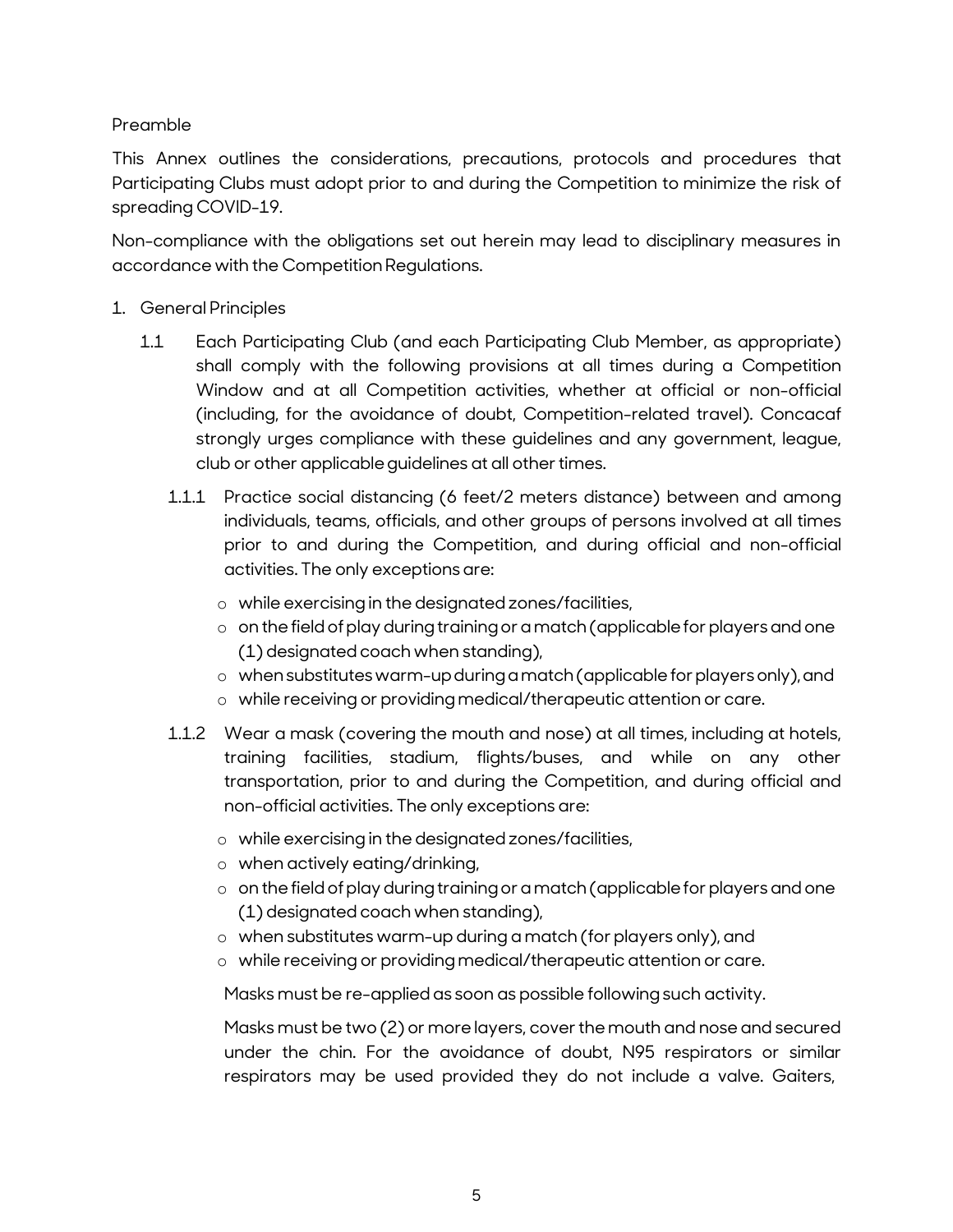Preamble

This Annex outlines the considerations, precautions, protocols and procedures that Participating Clubs must adopt prior to and during the Competition to minimize the risk of spreading COVID-19.

Non-compliance with the obligations set out herein may lead to disciplinary measures in accordance with the Competition Regulations.

1. General Principles

   1.1 Each Participating Club (and each Participating Club Member, as appropriate) shall comply with the following provisions at all times during a Competition Window and at all Competition activities, whether at official or non-official (including, for the avoidance of doubt, Competition-related travel). Concacaf strongly urges compliance with these guidelines and any government, league, club or other applicable guidelines at all other times.

      1.1.1 Practice social distancing (6 feet/2 meters distance) between and among individuals, teams, officials, and other groups of persons involved at all times prior to and during the Competition, and during official and non-official activities. The only exceptions are:

      - while exercising in the designated zones/facilities,
      - on the field of play during training or a match (applicable for players and one (1) designated coach when standing),
      - when substitutes warm-up during a match (applicable for players only), and
      - while receiving or providing medical/therapeutic attention or care.

      1.1.2 Wear a mask (covering the mouth and nose) at all times, including at hotels, training facilities, stadium, flights/buses, and while on any other transportation, prior to and during the Competition, and during official and non-official activities. The only exceptions are:

      - while exercising in the designated zones/facilities,
      - when actively eating/drinking,
      - on the field of play during training or a match (applicable for players and one (1) designated coach when standing),
      - when substitutes warm-up during a match (for players only), and
      - while receiving or providing medical/therapeutic attention or care.

      Masks must be re-applied as soon as possible following such activity.

      Masks must be two (2) or more layers, cover the mouth and nose and secured under the chin. For the avoidance of doubt, N95 respirators or similar respirators may be used provided they do not include a valve. Gaiters,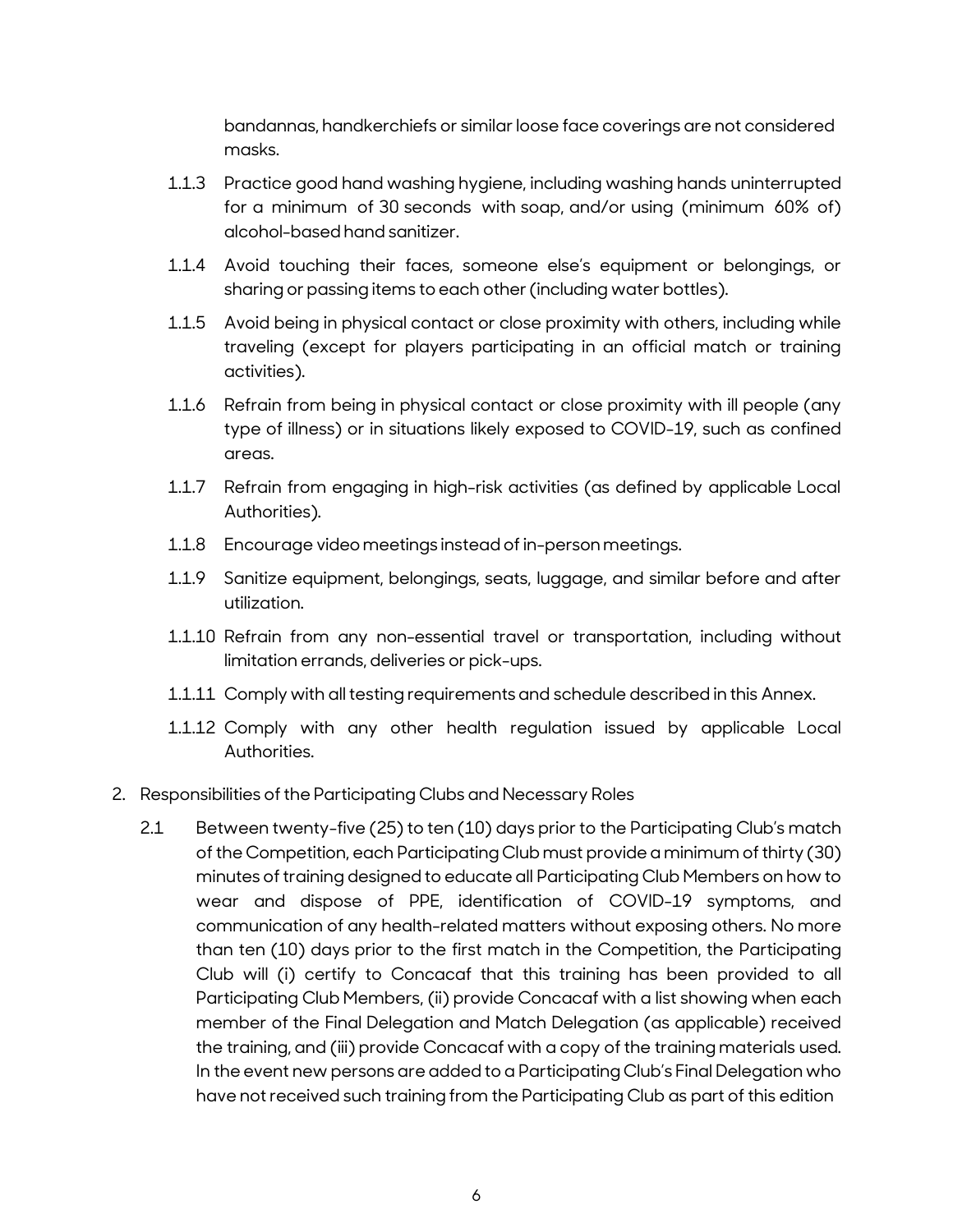bandannas, handkerchiefs or similar loose face coverings are not considered masks.

1.1.3 Practice good hand washing hygiene, including washing hands uninterrupted for a minimum of 30 seconds with soap, and/or using (minimum 60% of) alcohol-based hand sanitizer.

1.1.4 Avoid touching their faces, someone else's equipment or belongings, or sharing or passing items to each other (including water bottles).

1.1.5 Avoid being in physical contact or close proximity with others, including while traveling (except for players participating in an official match or training activities).

1.1.6 Refrain from being in physical contact or close proximity with ill people (any type of illness) or in situations likely exposed to COVID-19, such as confined areas.

1.1.7 Refrain from engaging in high-risk activities (as defined by applicable Local Authorities).

1.1.8 Encourage video meetings instead of in-person meetings.

1.1.9 Sanitize equipment, belongings, seats, luggage, and similar before and after utilization.

1.1.10 Refrain from any non-essential travel or transportation, including without limitation errands, deliveries or pick-ups.

1.1.11 Comply with all testing requirements and schedule described in this Annex.

1.1.12 Comply with any other health regulation issued by applicable Local Authorities.

2. Responsibilities of the Participating Clubs and Necessary Roles

2.1 Between twenty-five (25) to ten (10) days prior to the Participating Club's match of the Competition, each Participating Club must provide a minimum of thirty (30) minutes of training designed to educate all Participating Club Members on how to wear and dispose of PPE, identification of COVID-19 symptoms, and communication of any health-related matters without exposing others. No more than ten (10) days prior to the first match in the Competition, the Participating Club will (i) certify to Concacaf that this training has been provided to all Participating Club Members, (ii) provide Concacaf with a list showing when each member of the Final Delegation and Match Delegation (as applicable) received the training, and (iii) provide Concacaf with a copy of the training materials used. In the event new persons are added to a Participating Club's Final Delegation who have not received such training from the Participating Club as part of this edition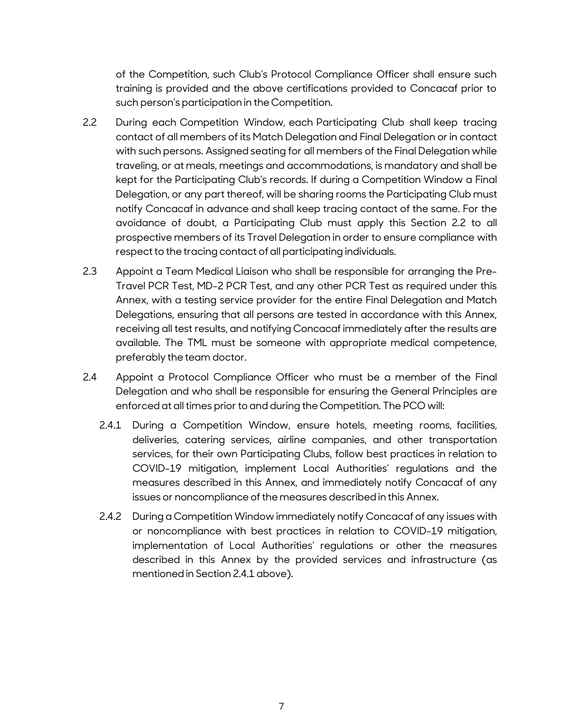of the Competition, such Club's Protocol Compliance Officer shall ensure such training is provided and the above certifications provided to Concacaf prior to such person's participation in the Competition.

2.2 During each Competition Window, each Participating Club shall keep tracing contact of all members of its Match Delegation and Final Delegation or in contact with such persons. Assigned seating for all members of the Final Delegation while traveling, or at meals, meetings and accommodations, is mandatory and shall be kept for the Participating Club's records. If during a Competition Window a Final Delegation, or any part thereof, will be sharing rooms the Participating Club must notify Concacaf in advance and shall keep tracing contact of the same. For the avoidance of doubt, a Participating Club must apply this Section 2.2 to all prospective members of its Travel Delegation in order to ensure compliance with respect to the tracing contact of all participating individuals.

2.3 Appoint a Team Medical Liaison who shall be responsible for arranging the Pre-Travel PCR Test, MD-2 PCR Test, and any other PCR Test as required under this Annex, with a testing service provider for the entire Final Delegation and Match Delegations, ensuring that all persons are tested in accordance with this Annex, receiving all test results, and notifying Concacaf immediately after the results are available. The TML must be someone with appropriate medical competence, preferably the team doctor.

2.4 Appoint a Protocol Compliance Officer who must be a member of the Final Delegation and who shall be responsible for ensuring the General Principles are enforced at all times prior to and during the Competition. The PCO will:

2.4.1 During a Competition Window, ensure hotels, meeting rooms, facilities, deliveries, catering services, airline companies, and other transportation services, for their own Participating Clubs, follow best practices in relation to COVID-19 mitigation, implement Local Authorities' regulations and the measures described in this Annex, and immediately notify Concacaf of any issues or noncompliance of the measures described in this Annex.

2.4.2 During a Competition Window immediately notify Concacaf of any issues with or noncompliance with best practices in relation to COVID-19 mitigation, implementation of Local Authorities' regulations or other the measures described in this Annex by the provided services and infrastructure (as mentioned in Section 2.4.1 above).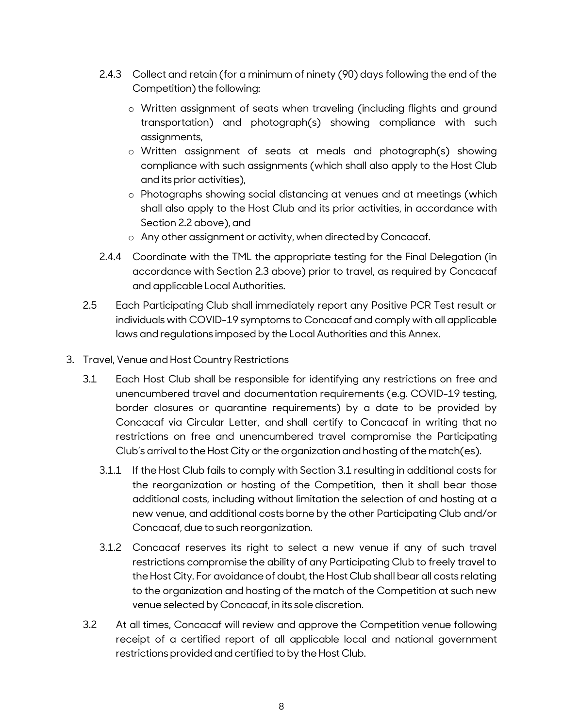2.4.3 Collect and retain (for a minimum of ninety (90) days following the end of the Competition) the following:

- Written assignment of seats when traveling (including flights and ground transportation) and photograph(s) showing compliance with such assignments,
- Written assignment of seats at meals and photograph(s) showing compliance with such assignments (which shall also apply to the Host Club and its prior activities),
- Photographs showing social distancing at venues and at meetings (which shall also apply to the Host Club and its prior activities, in accordance with Section 2.2 above), and
- Any other assignment or activity, when directed by Concacaf.

2.4.4 Coordinate with the TML the appropriate testing for the Final Delegation (in accordance with Section 2.3 above) prior to travel, as required by Concacaf and applicable Local Authorities.

2.5 Each Participating Club shall immediately report any Positive PCR Test result or individuals with COVID-19 symptoms to Concacaf and comply with all applicable laws and regulations imposed by the Local Authorities and this Annex.

3. Travel, Venue and Host Country Restrictions

3.1 Each Host Club shall be responsible for identifying any restrictions on free and unencumbered travel and documentation requirements (e.g. COVID-19 testing, border closures or quarantine requirements) by a date to be provided by Concacaf via Circular Letter, and shall certify to Concacaf in writing that no restrictions on free and unencumbered travel compromise the Participating Club's arrival to the Host City or the organization and hosting of the match(es).

3.1.1 If the Host Club fails to comply with Section 3.1 resulting in additional costs for the reorganization or hosting of the Competition, then it shall bear those additional costs, including without limitation the selection of and hosting at a new venue, and additional costs borne by the other Participating Club and/or Concacaf, due to such reorganization.

3.1.2 Concacaf reserves its right to select a new venue if any of such travel restrictions compromise the ability of any Participating Club to freely travel to the Host City. For avoidance of doubt, the Host Club shall bear all costs relating to the organization and hosting of the match of the Competition at such new venue selected by Concacaf, in its sole discretion.

3.2 At all times, Concacaf will review and approve the Competition venue following receipt of a certified report of all applicable local and national government restrictions provided and certified to by the Host Club.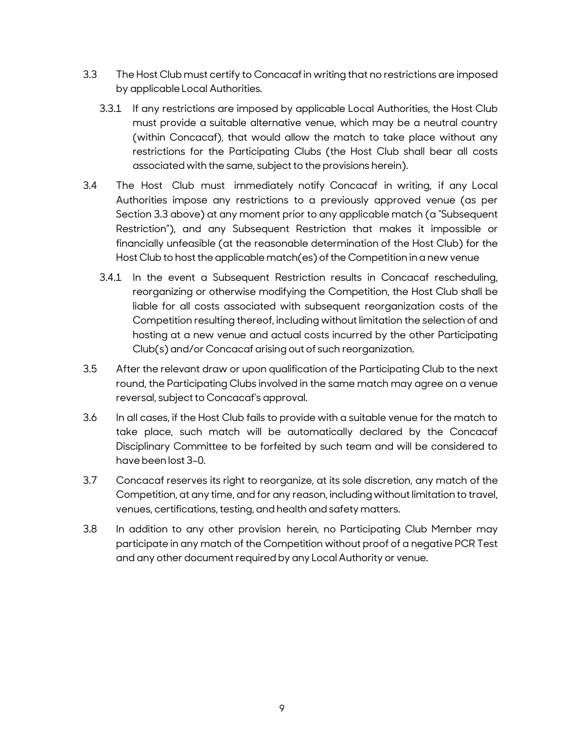3.3 The Host Club must certify to Concacaf in writing that no restrictions are imposed by applicable Local Authorities.

  3.3.1 If any restrictions are imposed by applicable Local Authorities, the Host Club must provide a suitable alternative venue, which may be a neutral country (within Concacaf), that would allow the match to take place without any restrictions for the Participating Clubs (the Host Club shall bear all costs associated with the same, subject to the provisions herein).

3.4 The Host Club must immediately notify Concacaf in writing, if any Local Authorities impose any restrictions to a previously approved venue (as per Section 3.3 above) at any moment prior to any applicable match (a "Subsequent Restriction"), and any Subsequent Restriction that makes it impossible or financially unfeasible (at the reasonable determination of the Host Club) for the Host Club to host the applicable match(es) of the Competition in a new venue

  3.4.1 In the event a Subsequent Restriction results in Concacaf rescheduling, reorganizing or otherwise modifying the Competition, the Host Club shall be liable for all costs associated with subsequent reorganization costs of the Competition resulting thereof, including without limitation the selection of and hosting at a new venue and actual costs incurred by the other Participating Club(s) and/or Concacaf arising out of such reorganization.

3.5 After the relevant draw or upon qualification of the Participating Club to the next round, the Participating Clubs involved in the same match may agree on a venue reversal, subject to Concacaf's approval.

3.6 In all cases, if the Host Club fails to provide with a suitable venue for the match to take place, such match will be automatically declared by the Concacaf Disciplinary Committee to be forfeited by such team and will be considered to have been lost 3-0.

3.7 Concacaf reserves its right to reorganize, at its sole discretion, any match of the Competition, at any time, and for any reason, including without limitation to travel, venues, certifications, testing, and health and safety matters.

3.8 In addition to any other provision herein, no Participating Club Member may participate in any match of the Competition without proof of a negative PCR Test and any other document required by any Local Authority or venue.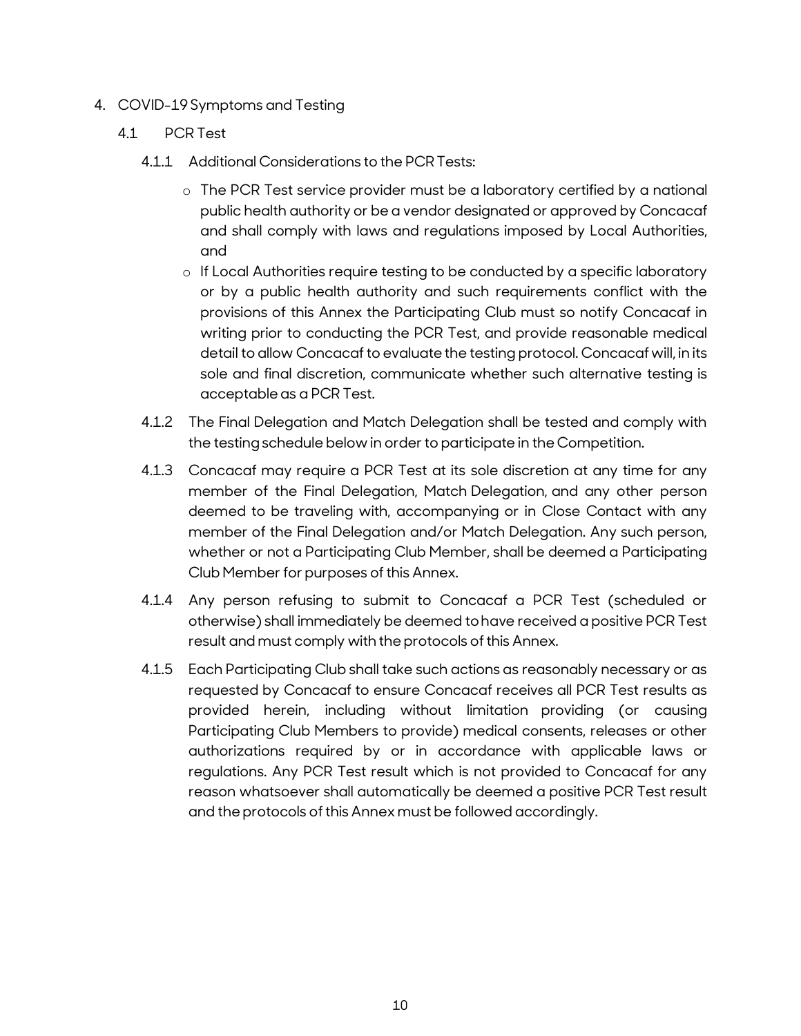4. COVID-19 Symptoms and Testing

   4.1 PCR Test

      4.1.1 Additional Considerations to the PCR Tests:

      - The PCR Test service provider must be a laboratory certified by a national public health authority or be a vendor designated or approved by Concacaf and shall comply with laws and regulations imposed by Local Authorities, and
      - If Local Authorities require testing to be conducted by a specific laboratory or by a public health authority and such requirements conflict with the provisions of this Annex the Participating Club must so notify Concacaf in writing prior to conducting the PCR Test, and provide reasonable medical detail to allow Concacaf to evaluate the testing protocol. Concacaf will, in its sole and final discretion, communicate whether such alternative testing is acceptable as a PCR Test.

      4.1.2 The Final Delegation and Match Delegation shall be tested and comply with the testing schedule below in order to participate in the Competition.

      4.1.3 Concacaf may require a PCR Test at its sole discretion at any time for any member of the Final Delegation, Match Delegation, and any other person deemed to be traveling with, accompanying or in Close Contact with any member of the Final Delegation and/or Match Delegation. Any such person, whether or not a Participating Club Member, shall be deemed a Participating Club Member for purposes of this Annex.

      4.1.4 Any person refusing to submit to Concacaf a PCR Test (scheduled or otherwise) shall immediately be deemed to have received a positive PCR Test result and must comply with the protocols of this Annex.

      4.1.5 Each Participating Club shall take such actions as reasonably necessary or as requested by Concacaf to ensure Concacaf receives all PCR Test results as provided herein, including without limitation providing (or causing Participating Club Members to provide) medical consents, releases or other authorizations required by or in accordance with applicable laws or regulations. Any PCR Test result which is not provided to Concacaf for any reason whatsoever shall automatically be deemed a positive PCR Test result and the protocols of this Annex must be followed accordingly.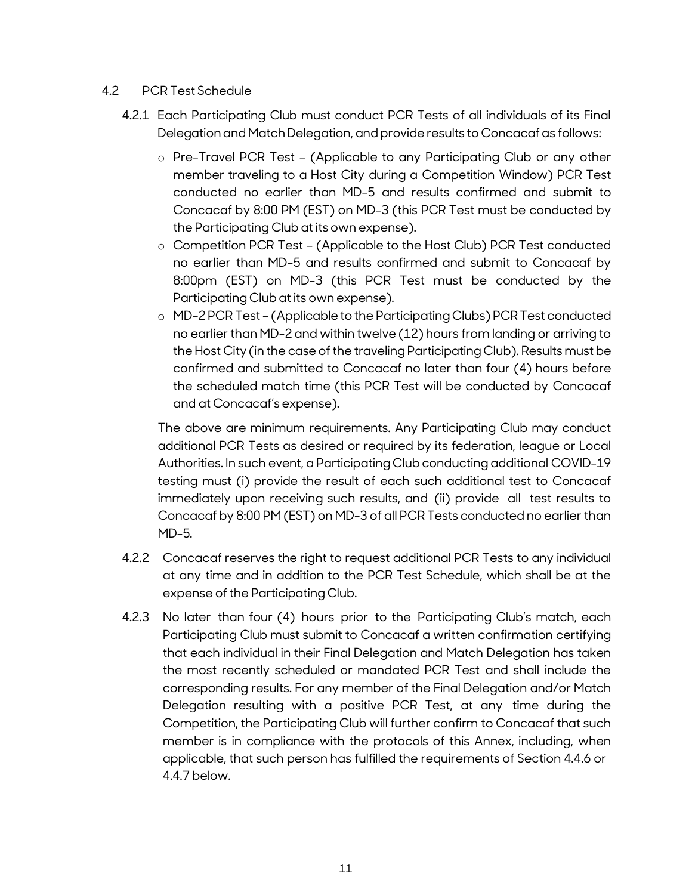4.2 PCR Test Schedule

4.2.1 Each Participating Club must conduct PCR Tests of all individuals of its Final Delegation and Match Delegation, and provide results to Concacaf as follows:

- Pre-Travel PCR Test – (Applicable to any Participating Club or any other member traveling to a Host City during a Competition Window) PCR Test conducted no earlier than MD-5 and results confirmed and submit to Concacaf by 8:00 PM (EST) on MD-3 (this PCR Test must be conducted by the Participating Club at its own expense).
- Competition PCR Test – (Applicable to the Host Club) PCR Test conducted no earlier than MD-5 and results confirmed and submit to Concacaf by 8:00pm (EST) on MD-3 (this PCR Test must be conducted by the Participating Club at its own expense).
- MD-2 PCR Test – (Applicable to the Participating Clubs) PCR Test conducted no earlier than MD-2 and within twelve (12) hours from landing or arriving to the Host City (in the case of the traveling Participating Club). Results must be confirmed and submitted to Concacaf no later than four (4) hours before the scheduled match time (this PCR Test will be conducted by Concacaf and at Concacaf's expense).

The above are minimum requirements. Any Participating Club may conduct additional PCR Tests as desired or required by its federation, league or Local Authorities. In such event, a Participating Club conducting additional COVID-19 testing must (i) provide the result of each such additional test to Concacaf immediately upon receiving such results, and (ii) provide all test results to Concacaf by 8:00 PM (EST) on MD-3 of all PCR Tests conducted no earlier than MD-5.

4.2.2 Concacaf reserves the right to request additional PCR Tests to any individual at any time and in addition to the PCR Test Schedule, which shall be at the expense of the Participating Club.

4.2.3 No later than four (4) hours prior to the Participating Club's match, each Participating Club must submit to Concacaf a written confirmation certifying that each individual in their Final Delegation and Match Delegation has taken the most recently scheduled or mandated PCR Test and shall include the corresponding results. For any member of the Final Delegation and/or Match Delegation resulting with a positive PCR Test, at any time during the Competition, the Participating Club will further confirm to Concacaf that such member is in compliance with the protocols of this Annex, including, when applicable, that such person has fulfilled the requirements of Section 4.4.6 or 4.4.7 below.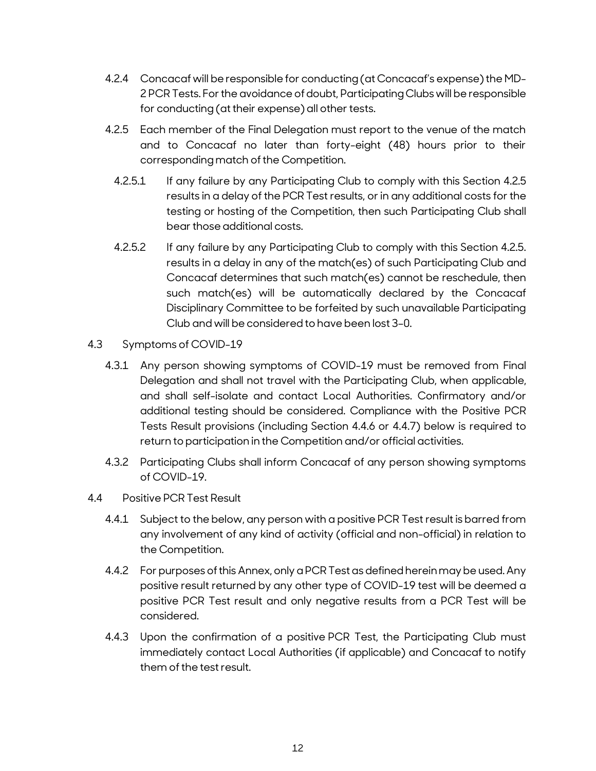4.2.4 Concacaf will be responsible for conducting (at Concacaf's expense) the MD-2 PCR Tests. For the avoidance of doubt, Participating Clubs will be responsible for conducting (at their expense) all other tests.

4.2.5 Each member of the Final Delegation must report to the venue of the match and to Concacaf no later than forty-eight (48) hours prior to their corresponding match of the Competition.

4.2.5.1 If any failure by any Participating Club to comply with this Section 4.2.5 results in a delay of the PCR Test results, or in any additional costs for the testing or hosting of the Competition, then such Participating Club shall bear those additional costs.

4.2.5.2 If any failure by any Participating Club to comply with this Section 4.2.5. results in a delay in any of the match(es) of such Participating Club and Concacaf determines that such match(es) cannot be reschedule, then such match(es) will be automatically declared by the Concacaf Disciplinary Committee to be forfeited by such unavailable Participating Club and will be considered to have been lost 3-0.

## 4.3 Symptoms of COVID-19

4.3.1 Any person showing symptoms of COVID-19 must be removed from Final Delegation and shall not travel with the Participating Club, when applicable, and shall self-isolate and contact Local Authorities. Confirmatory and/or additional testing should be considered. Compliance with the Positive PCR Tests Result provisions (including Section 4.4.6 or 4.4.7) below is required to return to participation in the Competition and/or official activities.

4.3.2 Participating Clubs shall inform Concacaf of any person showing symptoms of COVID-19.

## 4.4 Positive PCR Test Result

4.4.1 Subject to the below, any person with a positive PCR Test result is barred from any involvement of any kind of activity (official and non-official) in relation to the Competition.

4.4.2 For purposes of this Annex, only a PCR Test as defined herein may be used. Any positive result returned by any other type of COVID-19 test will be deemed a positive PCR Test result and only negative results from a PCR Test will be considered.

4.4.3 Upon the confirmation of a positive PCR Test, the Participating Club must immediately contact Local Authorities (if applicable) and Concacaf to notify them of the test result.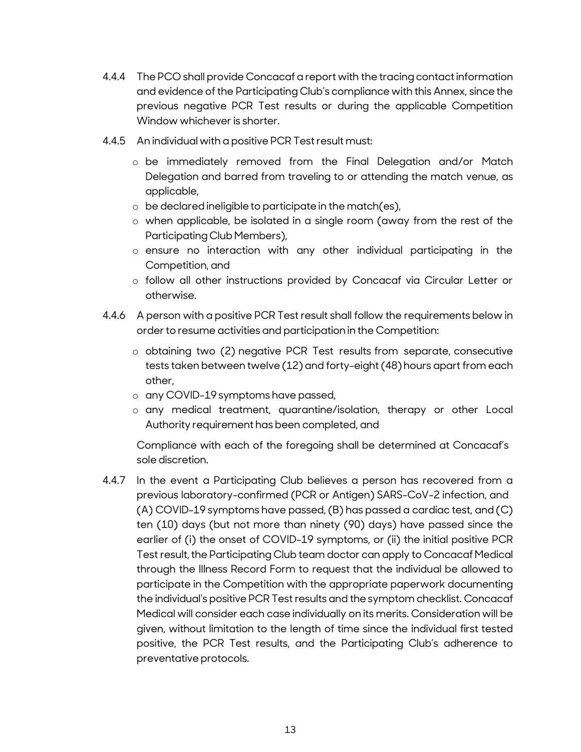4.4.4 The PCO shall provide Concacaf a report with the tracing contact information and evidence of the Participating Club's compliance with this Annex, since the previous negative PCR Test results or during the applicable Competition Window whichever is shorter.

4.4.5 An individual with a positive PCR Test result must:

- be immediately removed from the Final Delegation and/or Match Delegation and barred from traveling to or attending the match venue, as applicable,
- be declared ineligible to participate in the match(es),
- when applicable, be isolated in a single room (away from the rest of the Participating Club Members),
- ensure no interaction with any other individual participating in the Competition, and
- follow all other instructions provided by Concacaf via Circular Letter or otherwise.

4.4.6 A person with a positive PCR Test result shall follow the requirements below in order to resume activities and participation in the Competition:

- obtaining two (2) negative PCR Test results from separate, consecutive tests taken between twelve (12) and forty-eight (48) hours apart from each other,
- any COVID-19 symptoms have passed,
- any medical treatment, quarantine/isolation, therapy or other Local Authority requirement has been completed, and

Compliance with each of the foregoing shall be determined at Concacaf's sole discretion.

4.4.7 In the event a Participating Club believes a person has recovered from a previous laboratory-confirmed (PCR or Antigen) SARS-CoV-2 infection, and (A) COVID-19 symptoms have passed, (B) has passed a cardiac test, and (C) ten (10) days (but not more than ninety (90) days) have passed since the earlier of (i) the onset of COVID-19 symptoms, or (ii) the initial positive PCR Test result, the Participating Club team doctor can apply to Concacaf Medical through the Illness Record Form to request that the individual be allowed to participate in the Competition with the appropriate paperwork documenting the individual's positive PCR Test results and the symptom checklist. Concacaf Medical will consider each case individually on its merits. Consideration will be given, without limitation to the length of time since the individual first tested positive, the PCR Test results, and the Participating Club's adherence to preventative protocols.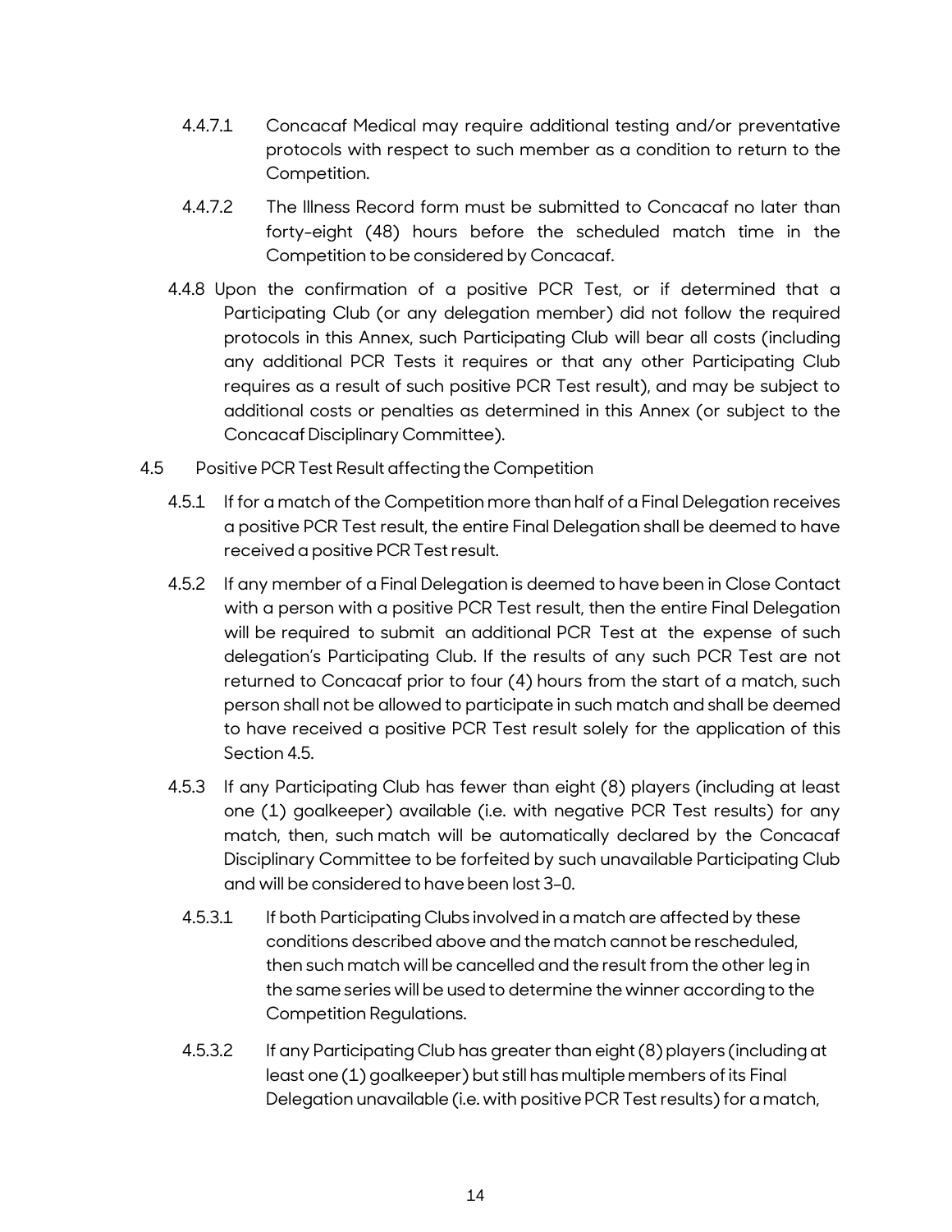4.4.7.1 Concacaf Medical may require additional testing and/or preventative protocols with respect to such member as a condition to return to the Competition.

4.4.7.2 The Illness Record form must be submitted to Concacaf no later than forty-eight (48) hours before the scheduled match time in the Competition to be considered by Concacaf.

4.4.8 Upon the confirmation of a positive PCR Test, or if determined that a Participating Club (or any delegation member) did not follow the required protocols in this Annex, such Participating Club will bear all costs (including any additional PCR Tests it requires or that any other Participating Club requires as a result of such positive PCR Test result), and may be subject to additional costs or penalties as determined in this Annex (or subject to the Concacaf Disciplinary Committee).

4.5 Positive PCR Test Result affecting the Competition

4.5.1 If for a match of the Competition more than half of a Final Delegation receives a positive PCR Test result, the entire Final Delegation shall be deemed to have received a positive PCR Test result.

4.5.2 If any member of a Final Delegation is deemed to have been in Close Contact with a person with a positive PCR Test result, then the entire Final Delegation will be required to submit an additional PCR Test at the expense of such delegation's Participating Club. If the results of any such PCR Test are not returned to Concacaf prior to four (4) hours from the start of a match, such person shall not be allowed to participate in such match and shall be deemed to have received a positive PCR Test result solely for the application of this Section 4.5.

4.5.3 If any Participating Club has fewer than eight (8) players (including at least one (1) goalkeeper) available (i.e. with negative PCR Test results) for any match, then, such match will be automatically declared by the Concacaf Disciplinary Committee to be forfeited by such unavailable Participating Club and will be considered to have been lost 3-0.

4.5.3.1 If both Participating Clubs involved in a match are affected by these conditions described above and the match cannot be rescheduled, then such match will be cancelled and the result from the other leg in the same series will be used to determine the winner according to the Competition Regulations.

4.5.3.2 If any Participating Club has greater than eight (8) players (including at least one (1) goalkeeper) but still has multiple members of its Final Delegation unavailable (i.e. with positive PCR Test results) for a match,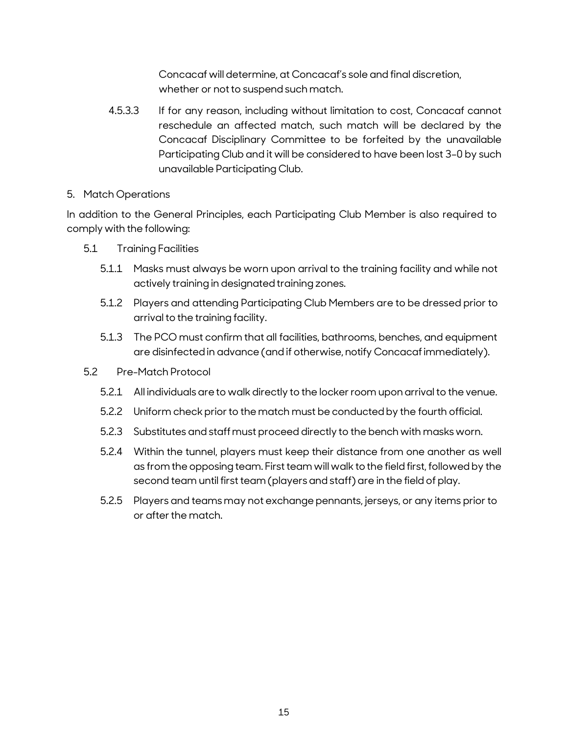Concacaf will determine, at Concacaf's sole and final discretion, whether or not to suspend such match.

4.5.3.3 If for any reason, including without limitation to cost, Concacaf cannot reschedule an affected match, such match will be declared by the Concacaf Disciplinary Committee to be forfeited by the unavailable Participating Club and it will be considered to have been lost 3-0 by such unavailable Participating Club.

## 5. Match Operations

In addition to the General Principles, each Participating Club Member is also required to comply with the following:

### 5.1 Training Facilities

5.1.1 Masks must always be worn upon arrival to the training facility and while not actively training in designated training zones.

5.1.2 Players and attending Participating Club Members are to be dressed prior to arrival to the training facility.

5.1.3 The PCO must confirm that all facilities, bathrooms, benches, and equipment are disinfected in advance (and if otherwise, notify Concacaf immediately).

### 5.2 Pre-Match Protocol

5.2.1 All individuals are to walk directly to the locker room upon arrival to the venue.

5.2.2 Uniform check prior to the match must be conducted by the fourth official.

5.2.3 Substitutes and staff must proceed directly to the bench with masks worn.

5.2.4 Within the tunnel, players must keep their distance from one another as well as from the opposing team. First team will walk to the field first, followed by the second team until first team (players and staff) are in the field of play.

5.2.5 Players and teams may not exchange pennants, jerseys, or any items prior to or after the match.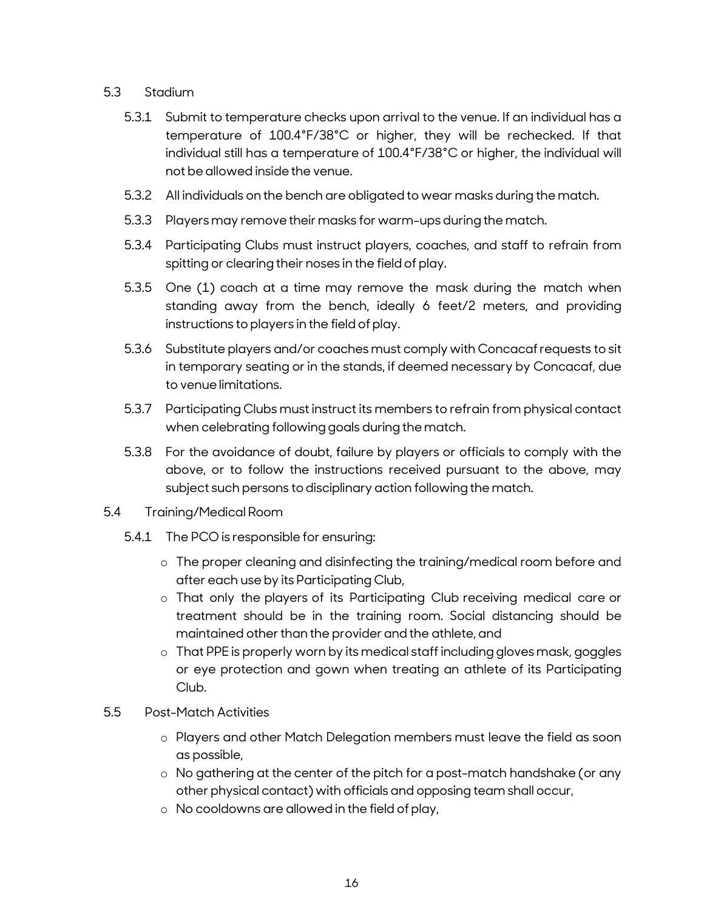5.3 Stadium

5.3.1 Submit to temperature checks upon arrival to the venue. If an individual has a temperature of 100.4°F/38°C or higher, they will be rechecked. If that individual still has a temperature of 100.4°F/38°C or higher, the individual will not be allowed inside the venue.

5.3.2 All individuals on the bench are obligated to wear masks during the match.

5.3.3 Players may remove their masks for warm-ups during the match.

5.3.4 Participating Clubs must instruct players, coaches, and staff to refrain from spitting or clearing their noses in the field of play.

5.3.5 One (1) coach at a time may remove the mask during the match when standing away from the bench, ideally 6 feet/2 meters, and providing instructions to players in the field of play.

5.3.6 Substitute players and/or coaches must comply with Concacaf requests to sit in temporary seating or in the stands, if deemed necessary by Concacaf, due to venue limitations.

5.3.7 Participating Clubs must instruct its members to refrain from physical contact when celebrating following goals during the match.

5.3.8 For the avoidance of doubt, failure by players or officials to comply with the above, or to follow the instructions received pursuant to the above, may subject such persons to disciplinary action following the match.

5.4 Training/Medical Room

5.4.1 The PCO is responsible for ensuring:

- The proper cleaning and disinfecting the training/medical room before and after each use by its Participating Club,
- That only the players of its Participating Club receiving medical care or treatment should be in the training room. Social distancing should be maintained other than the provider and the athlete, and
- That PPE is properly worn by its medical staff including gloves mask, goggles or eye protection and gown when treating an athlete of its Participating Club.

5.5 Post-Match Activities

- Players and other Match Delegation members must leave the field as soon as possible,
- No gathering at the center of the pitch for a post-match handshake (or any other physical contact) with officials and opposing team shall occur,
- No cooldowns are allowed in the field of play,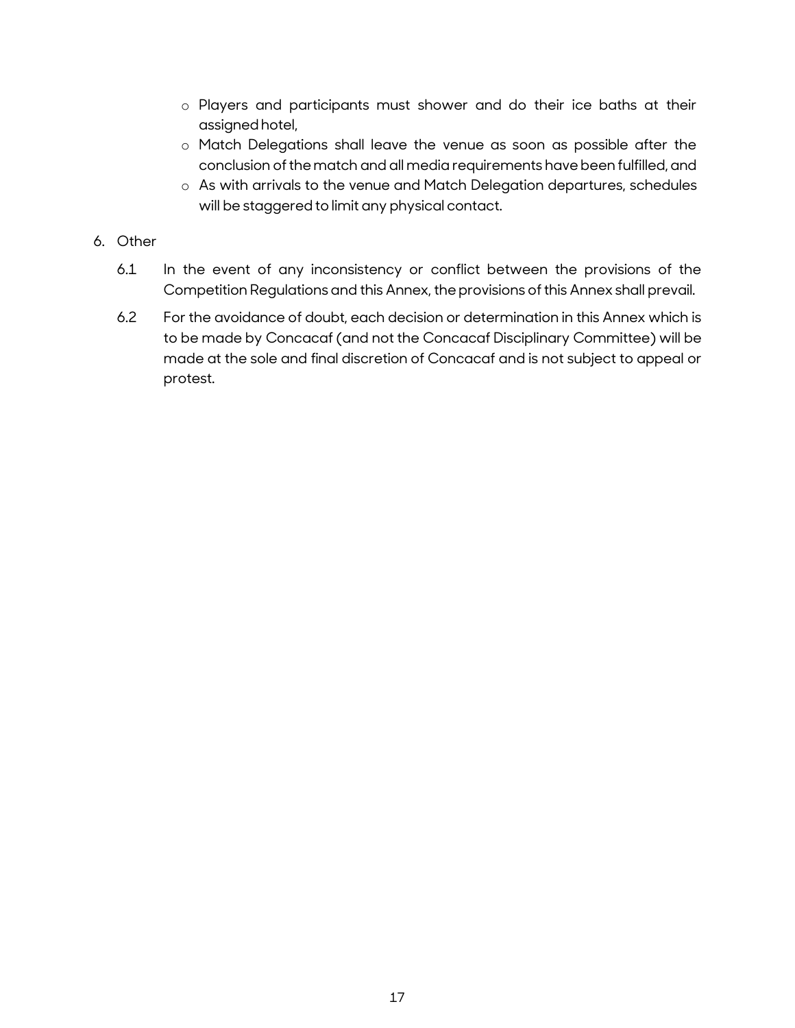- Players and participants must shower and do their ice baths at their assigned hotel,
- Match Delegations shall leave the venue as soon as possible after the conclusion of the match and all media requirements have been fulfilled, and
- As with arrivals to the venue and Match Delegation departures, schedules will be staggered to limit any physical contact.

6. Other

6.1 In the event of any inconsistency or conflict between the provisions of the Competition Regulations and this Annex, the provisions of this Annex shall prevail.

6.2 For the avoidance of doubt, each decision or determination in this Annex which is to be made by Concacaf (and not the Concacaf Disciplinary Committee) will be made at the sole and final discretion of Concacaf and is not subject to appeal or protest.